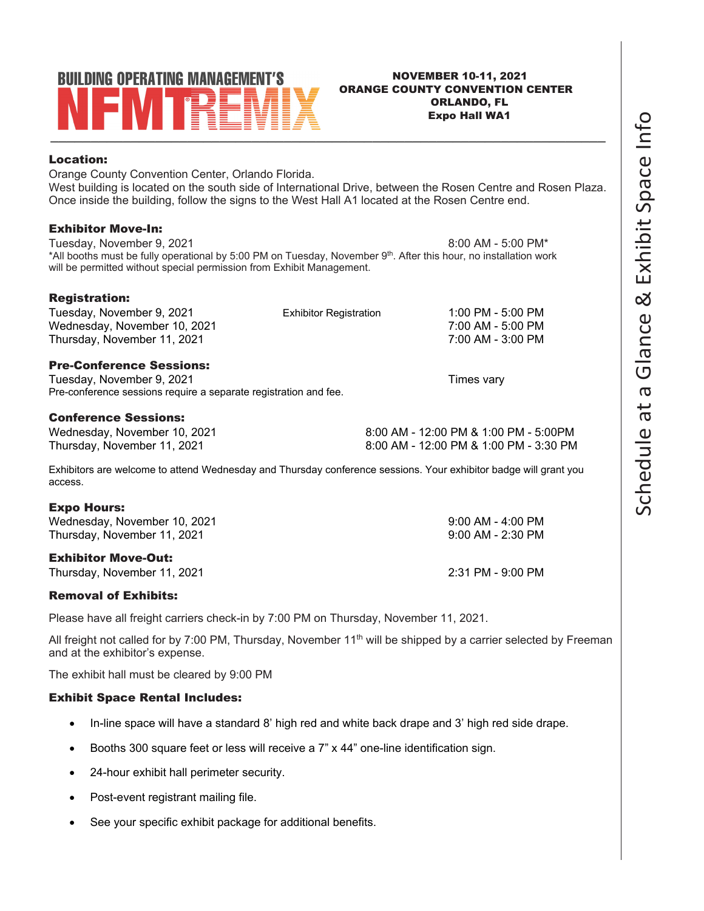# BUILDING OPERATING MANAGEMENT'S NFMT REMIX

**NOVEMBER 10-11, 2021**
**ORANGE COUNTY CONVENTION CENTER**
**ORLANDO, FL**
**Expo Hall WA1**

## Schedule at a Glance & Exhibit Space Info

**Location:**

Orange County Convention Center, Orlando Florida.
West building is located on the south side of International Drive, between the Rosen Centre and Rosen Plaza. Once inside the building, follow the signs to the West Hall A1 located at the Rosen Centre end.

**Exhibitor Move-In:**

Tuesday, November 9, 2021 — 8:00 AM - 5:00 PM*

*All booths must be fully operational by 5:00 PM on Tuesday, November 9th. After this hour, no installation work will be permitted without special permission from Exhibit Management.

**Registration:**

| | | |
|---|---|---|
| Tuesday, November 9, 2021 | Exhibitor Registration | 1:00 PM - 5:00 PM |
| Wednesday, November 10, 2021 | | 7:00 AM - 5:00 PM |
| Thursday, November 11, 2021 | | 7:00 AM - 3:00 PM |

**Pre-Conference Sessions:**

Tuesday, November 9, 2021 — Times vary

Pre-conference sessions require a separate registration and fee.

**Conference Sessions:**

| | |
|---|---|
| Wednesday, November 10, 2021 | 8:00 AM - 12:00 PM & 1:00 PM - 5:00PM |
| Thursday, November 11, 2021 | 8:00 AM - 12:00 PM & 1:00 PM - 3:30 PM |

Exhibitors are welcome to attend Wednesday and Thursday conference sessions. Your exhibitor badge will grant you access.

**Expo Hours:**

| | |
|---|---|
| Wednesday, November 10, 2021 | 9:00 AM - 4:00 PM |
| Thursday, November 11, 2021 | 9:00 AM - 2:30 PM |

**Exhibitor Move-Out:**

Thursday, November 11, 2021 — 2:31 PM - 9:00 PM

**Removal of Exhibits:**

Please have all freight carriers check-in by 7:00 PM on Thursday, November 11, 2021.

All freight not called for by 7:00 PM, Thursday, November 11th will be shipped by a carrier selected by Freeman and at the exhibitor's expense.

The exhibit hall must be cleared by 9:00 PM

**Exhibit Space Rental Includes:**

- In-line space will have a standard 8' high red and white back drape and 3' high red side drape.
- Booths 300 square feet or less will receive a 7" x 44" one-line identification sign.
- 24-hour exhibit hall perimeter security.
- Post-event registrant mailing file.
- See your specific exhibit package for additional benefits.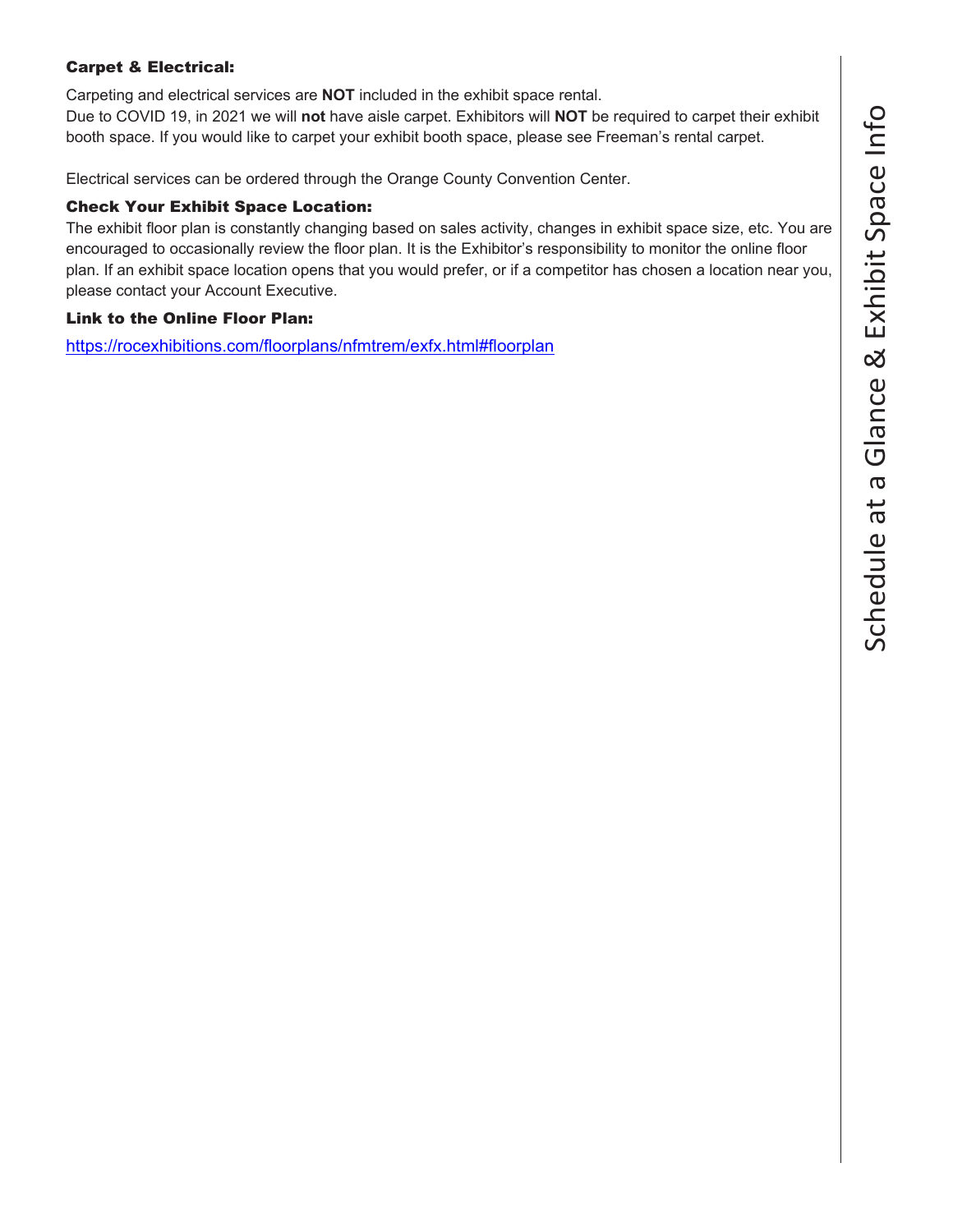### Carpet & Electrical:

Carpeting and electrical services are **NOT** included in the exhibit space rental.
Due to COVID 19, in 2021 we will **not** have aisle carpet. Exhibitors will **NOT** be required to carpet their exhibit booth space. If you would like to carpet your exhibit booth space, please see Freeman's rental carpet.

Electrical services can be ordered through the Orange County Convention Center.

### Check Your Exhibit Space Location:

The exhibit floor plan is constantly changing based on sales activity, changes in exhibit space size, etc. You are encouraged to occasionally review the floor plan. It is the Exhibitor's responsibility to monitor the online floor plan. If an exhibit space location opens that you would prefer, or if a competitor has chosen a location near you, please contact your Account Executive.

### Link to the Online Floor Plan:

https://rocexhibitions.com/floorplans/nfmtrem/exfx.html#floorplan